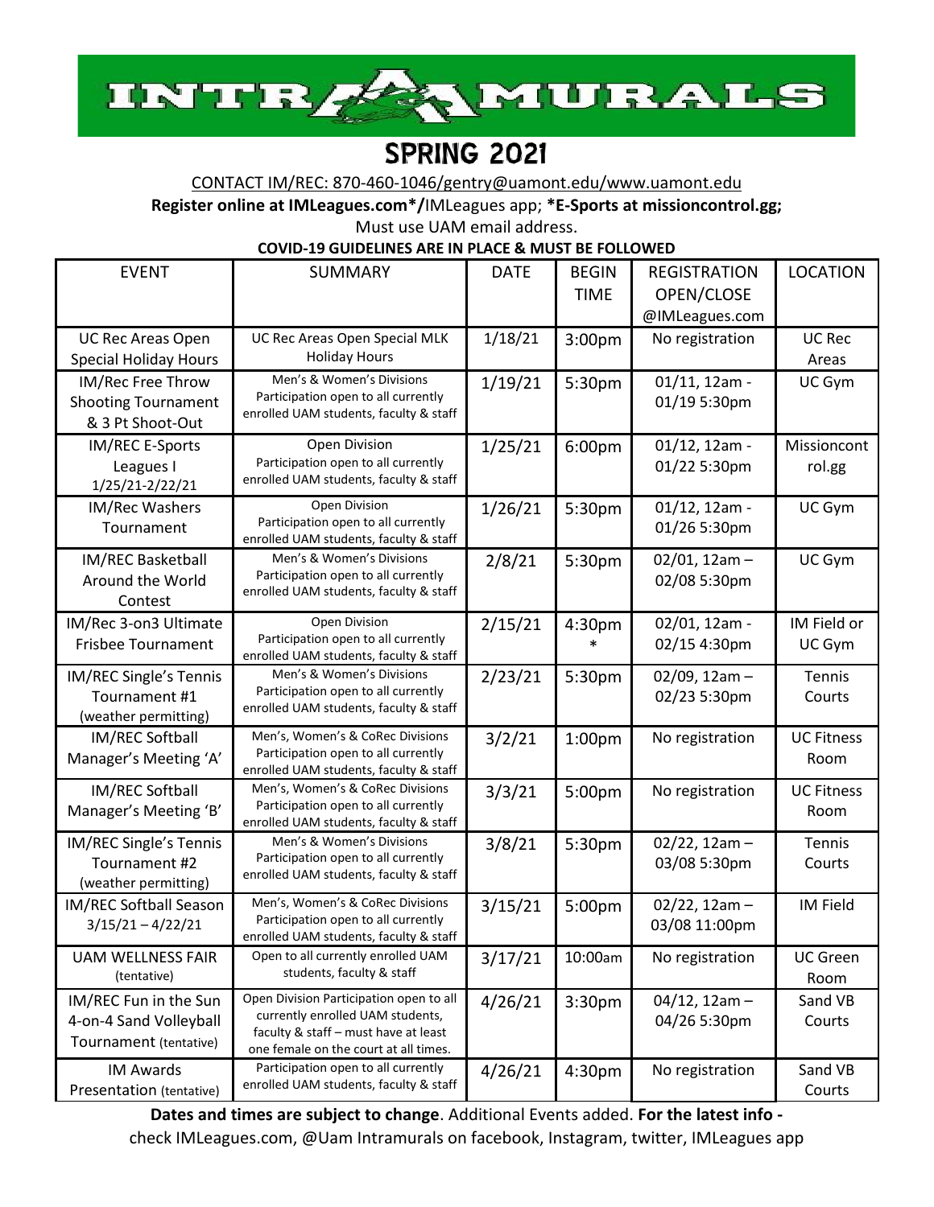# INTRAMURALS

## SPRING 2021

CONTACT IM/REC: 870-460-1046/gentry@uamont.edu/www.uamont.edu

**Register online at IMLeagues.com*/**IMLeagues app; ***E-Sports at missioncontrol.gg;**

Must use UAM email address.

**COVID-19 GUIDELINES ARE IN PLACE & MUST BE FOLLOWED**

| EVENT | SUMMARY | DATE | BEGIN TIME | REGISTRATION OPEN/CLOSE @IMLeagues.com | LOCATION |
|---|---|---|---|---|---|
| UC Rec Areas Open Special Holiday Hours | UC Rec Areas Open Special MLK Holiday Hours | 1/18/21 | 3:00pm | No registration | UC Rec Areas |
| IM/Rec Free Throw Shooting Tournament & 3 Pt Shoot-Out | Men's & Women's Divisions Participation open to all currently enrolled UAM students, faculty & staff | 1/19/21 | 5:30pm | 01/11, 12am - 01/19 5:30pm | UC Gym |
| IM/REC E-Sports Leagues I 1/25/21-2/22/21 | Open Division Participation open to all currently enrolled UAM students, faculty & staff | 1/25/21 | 6:00pm | 01/12, 12am - 01/22 5:30pm | Missioncontrol.gg |
| IM/Rec Washers Tournament | Open Division Participation open to all currently enrolled UAM students, faculty & staff | 1/26/21 | 5:30pm | 01/12, 12am - 01/26 5:30pm | UC Gym |
| IM/REC Basketball Around the World Contest | Men's & Women's Divisions Participation open to all currently enrolled UAM students, faculty & staff | 2/8/21 | 5:30pm | 02/01, 12am – 02/08 5:30pm | UC Gym |
| IM/Rec 3-on3 Ultimate Frisbee Tournament | Open Division Participation open to all currently enrolled UAM students, faculty & staff | 2/15/21 | 4:30pm * | 02/01, 12am - 02/15 4:30pm | IM Field or UC Gym |
| IM/REC Single's Tennis Tournament #1 (weather permitting) | Men's & Women's Divisions Participation open to all currently enrolled UAM students, faculty & staff | 2/23/21 | 5:30pm | 02/09, 12am – 02/23 5:30pm | Tennis Courts |
| IM/REC Softball Manager's Meeting 'A' | Men's, Women's & CoRec Divisions Participation open to all currently enrolled UAM students, faculty & staff | 3/2/21 | 1:00pm | No registration | UC Fitness Room |
| IM/REC Softball Manager's Meeting 'B' | Men's, Women's & CoRec Divisions Participation open to all currently enrolled UAM students, faculty & staff | 3/3/21 | 5:00pm | No registration | UC Fitness Room |
| IM/REC Single's Tennis Tournament #2 (weather permitting) | Men's & Women's Divisions Participation open to all currently enrolled UAM students, faculty & staff | 3/8/21 | 5:30pm | 02/22, 12am – 03/08 5:30pm | Tennis Courts |
| IM/REC Softball Season 3/15/21 – 4/22/21 | Men's, Women's & CoRec Divisions Participation open to all currently enrolled UAM students, faculty & staff | 3/15/21 | 5:00pm | 02/22, 12am – 03/08 11:00pm | IM Field |
| UAM WELLNESS FAIR (tentative) | Open to all currently enrolled UAM students, faculty & staff | 3/17/21 | 10:00am | No registration | UC Green Room |
| IM/REC Fun in the Sun 4-on-4 Sand Volleyball Tournament (tentative) | Open Division Participation open to all currently enrolled UAM students, faculty & staff – must have at least one female on the court at all times. | 4/26/21 | 3:30pm | 04/12, 12am – 04/26 5:30pm | Sand VB Courts |
| IM Awards Presentation (tentative) | Participation open to all currently enrolled UAM students, faculty & staff | 4/26/21 | 4:30pm | No registration | Sand VB Courts |

**Dates and times are subject to change**. Additional Events added. **For the latest info -** check IMLeagues.com, @Uam Intramurals on facebook, Instagram, twitter, IMLeagues app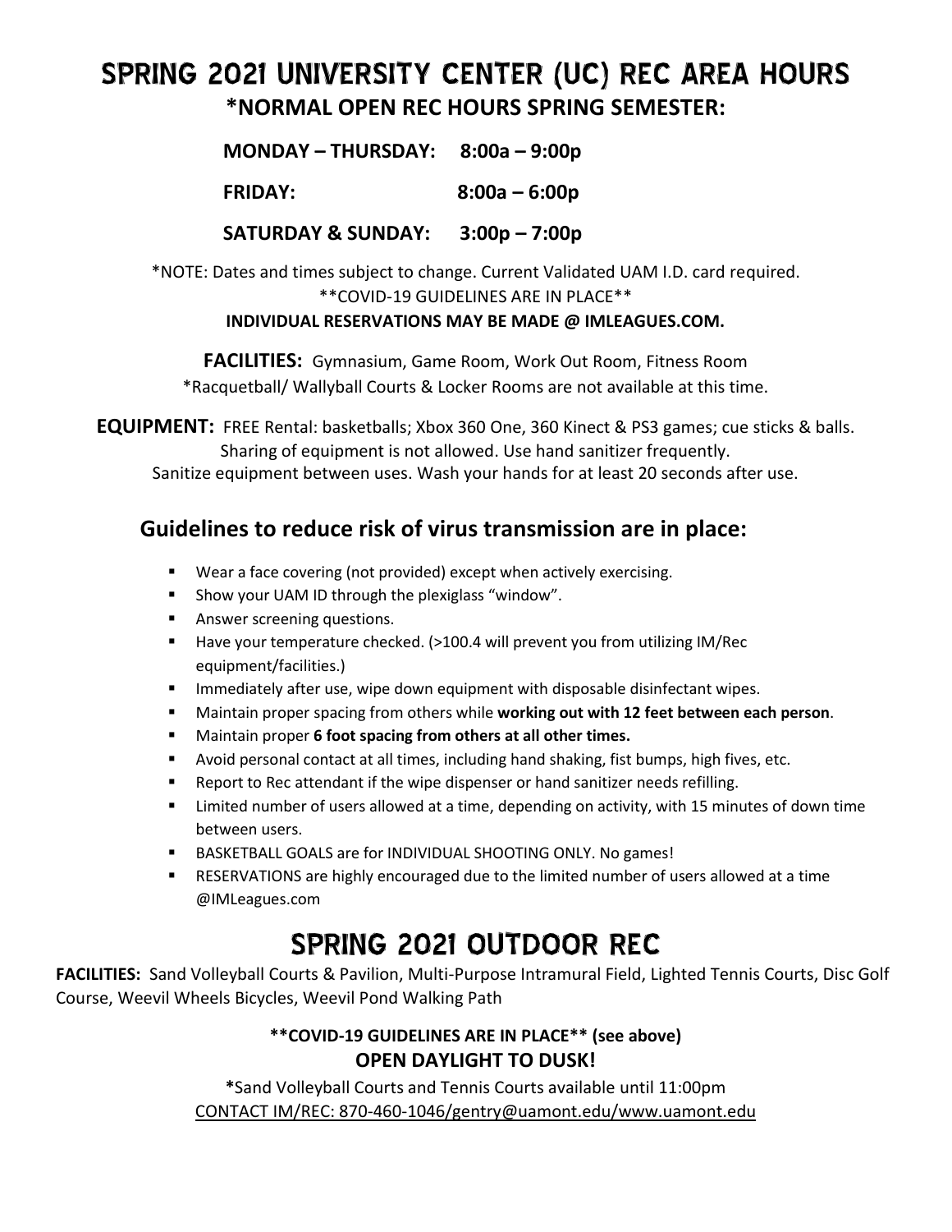# SPRING 2021 UNIVERSITY CENTER (UC) REC AREA HOURS

**\*NORMAL OPEN REC HOURS SPRING SEMESTER:**

**MONDAY – THURSDAY: 8:00a – 9:00p**

**FRIDAY: 8:00a – 6:00p**

**SATURDAY & SUNDAY: 3:00p – 7:00p**

*NOTE: Dates and times subject to change. Current Validated UAM I.D. card required.
**COVID-19 GUIDELINES ARE IN PLACE**
**INDIVIDUAL RESERVATIONS MAY BE MADE @ IMLEAGUES.COM.**

**FACILITIES:** Gymnasium, Game Room, Work Out Room, Fitness Room
*Racquetball/ Wallyball Courts & Locker Rooms are not available at this time.

**EQUIPMENT:** FREE Rental: basketballs; Xbox 360 One, 360 Kinect & PS3 games; cue sticks & balls.
Sharing of equipment is not allowed. Use hand sanitizer frequently.
Sanitize equipment between uses. Wash your hands for at least 20 seconds after use.

## Guidelines to reduce risk of virus transmission are in place:

- Wear a face covering (not provided) except when actively exercising.
- Show your UAM ID through the plexiglass "window".
- Answer screening questions.
- Have your temperature checked. (>100.4 will prevent you from utilizing IM/Rec equipment/facilities.)
- Immediately after use, wipe down equipment with disposable disinfectant wipes.
- Maintain proper spacing from others while **working out with 12 feet between each person**.
- Maintain proper **6 foot spacing from others at all other times.**
- Avoid personal contact at all times, including hand shaking, fist bumps, high fives, etc.
- Report to Rec attendant if the wipe dispenser or hand sanitizer needs refilling.
- Limited number of users allowed at a time, depending on activity, with 15 minutes of down time between users.
- BASKETBALL GOALS are for INDIVIDUAL SHOOTING ONLY. No games!
- RESERVATIONS are highly encouraged due to the limited number of users allowed at a time @IMLeagues.com

# SPRING 2021 OUTDOOR REC

**FACILITIES:** Sand Volleyball Courts & Pavilion, Multi-Purpose Intramural Field, Lighted Tennis Courts, Disc Golf Course, Weevil Wheels Bicycles, Weevil Pond Walking Path

**\*\*COVID-19 GUIDELINES ARE IN PLACE\*\* (see above)**
**OPEN DAYLIGHT TO DUSK!**

**\***Sand Volleyball Courts and Tennis Courts available until 11:00pm
CONTACT IM/REC: 870-460-1046/gentry@uamont.edu/www.uamont.edu